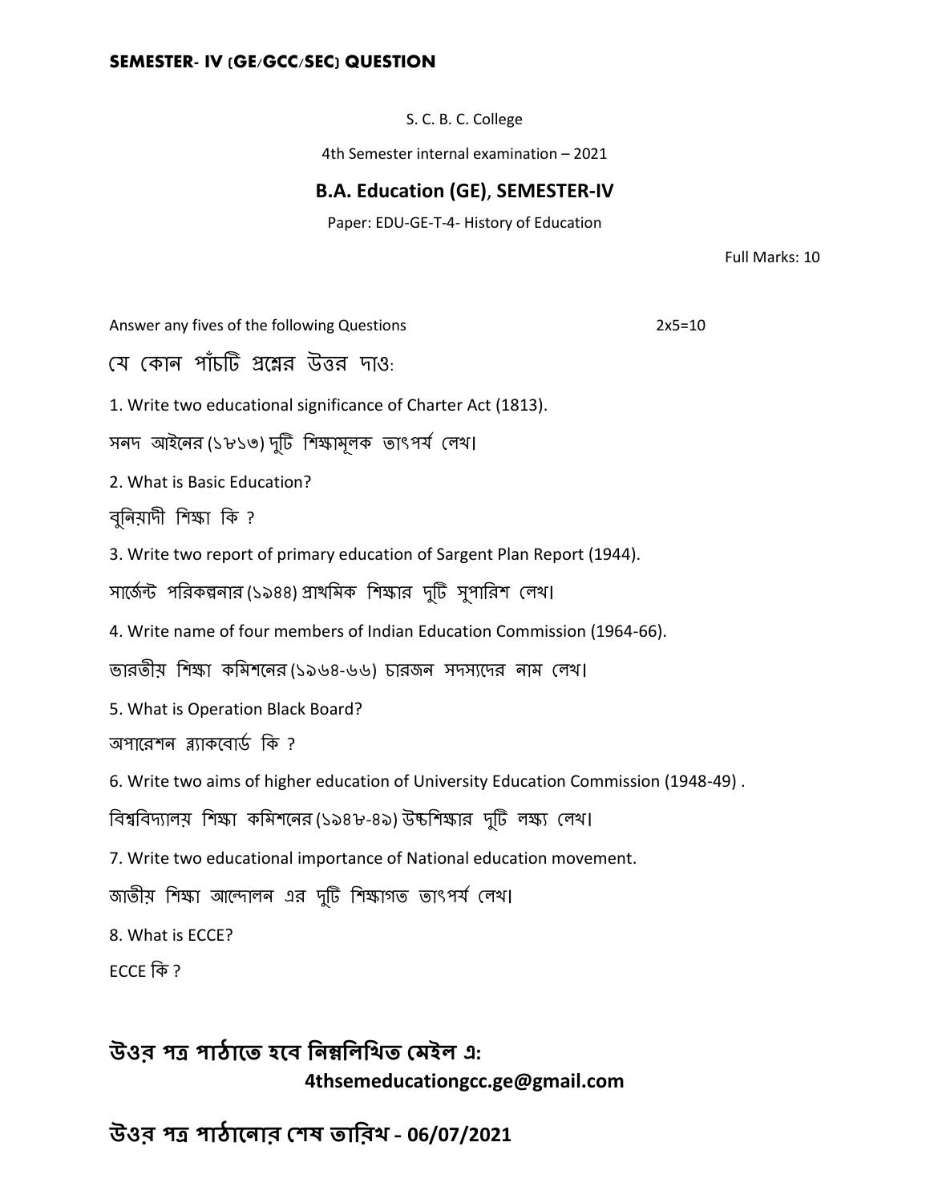**SEMESTER- IV (GE/GCC/SEC) QUESTION**

S. C. B. C. College

4th Semester internal examination – 2021

## B.A. Education (GE), SEMESTER-IV

Paper: EDU-GE-T-4- History of Education

Full Marks: 10

Answer any fives of the following Questions 2x5=10

যে কোন পাঁচটি প্রশ্নের উত্তর দাও:

1. Write two educational significance of Charter Act (1813).

সনদ আইনের (১৮১৩) দুটি শিক্ষামূলক তাৎপর্য লেখ।

2. What is Basic Education?

বুনিয়াদী শিক্ষা কি ?

3. Write two report of primary education of Sargent Plan Report (1944).

সার্জেন্ট পরিকল্পনার (১৯৪৪) প্রাথমিক শিক্ষার দুটি সুপারিশ লেখ।

4. Write name of four members of Indian Education Commission (1964-66).

ভারতীয় শিক্ষা কমিশনের (১৯৬৪-৬৬) চারজন সদস্যদের নাম লেখ।

5. What is Operation Black Board?

অপারেশন ব্ল্যাকবোর্ড কি ?

6. Write two aims of higher education of University Education Commission (1948-49) .

বিশ্ববিদ্যালয় শিক্ষা কমিশনের (১৯৪৮-৪৯) উচ্চশিক্ষার দুটি লক্ষ্য লেখ।

7. Write two educational importance of National education movement.

জাতীয় শিক্ষা আন্দোলন এর দুটি শিক্ষাগত তাৎপর্য লেখ।

8. What is ECCE?

ECCE কি ?

## উওর পত্র পাঠাতে হবে নিম্নলিখিত মেইল এ:

**4thsemeducationgcc.ge@gmail.com**

## উওর পত্র পাঠানোর শেষ তারিখ - 06/07/2021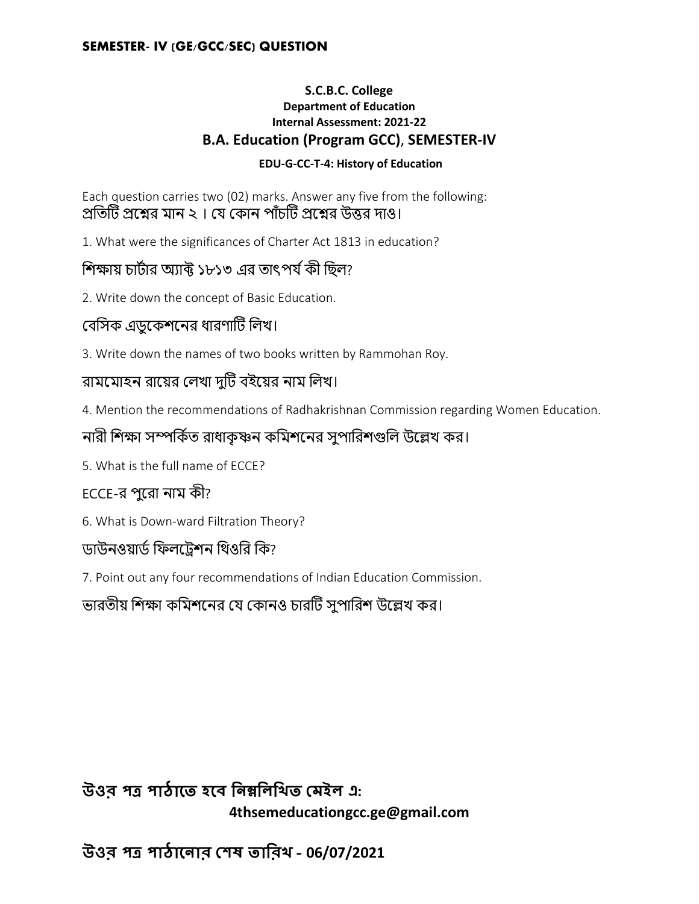**SEMESTER- IV (GE/GCC/SEC) QUESTION**

**S.C.B.C. College**
**Department of Education**
**Internal Assessment: 2021-22**

## B.A. Education (Program GCC), SEMESTER-IV

**EDU-G-CC-T-4: History of Education**

Each question carries two (02) marks. Answer any five from the following:
প্রতিটি প্রশ্নের মান ২ । যে কোন পাঁচটি প্রশ্নের উত্তর দাও।

1. What were the significances of Charter Act 1813 in education?

শিক্ষায় চার্টার অ্যাক্ট ১৮১৩ এর তাৎপর্য কী ছিল?

2. Write down the concept of Basic Education.

বেসিক এডুকেশনের ধারণাটি লিখ।

3. Write down the names of two books written by Rammohan Roy.

রামমোহন রায়ের লেখা দুটি বইয়ের নাম লিখ।

4. Mention the recommendations of Radhakrishnan Commission regarding Women Education.

নারী শিক্ষা সম্পর্কিত রাধাকৃষ্ণন কমিশনের সুপারিশগুলি উল্লেখ কর।

5. What is the full name of ECCE?

ECCE-র পুরো নাম কী?

6. What is Down-ward Filtration Theory?

ডাউনওয়ার্ড ফিলট্রেশন থিওরি কি?

7. Point out any four recommendations of Indian Education Commission.

ভারতীয় শিক্ষা কমিশনের যে কোনও চারটি সুপারিশ উল্লেখ কর।

**উওর পত্র পাঠাতে হবে নিম্নলিখিত মেইল এ:**
**4thsemeducationgcc.ge@gmail.com**

**উওর পত্র পাঠানোর শেষ তারিখ - 06/07/2021**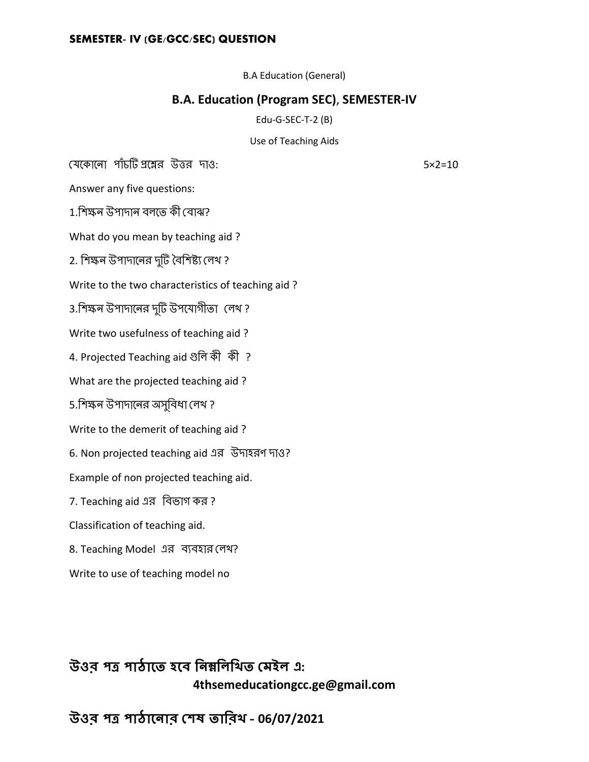**SEMESTER- IV (GE/GCC/SEC) QUESTION**

B.A Education (General)

## B.A. Education (Program SEC), SEMESTER-IV

Edu-G-SEC-T-2 (B)

Use of Teaching Aids

যেকোনো পাঁচটি প্রশ্নের উত্তর দাও: 5×2=10

Answer any five questions:

1.শিক্ষন উপাদান বলতে কী বোঝ?

What do you mean by teaching aid ?

2. শিক্ষন উপাদানের দুটি বৈশিষ্ট্য লেখ ?

Write to the two characteristics of teaching aid ?

3.শিক্ষন উপাদানের দুটি উপযোগীতা লেখ ?

Write two usefulness of teaching aid ?

4. Projected Teaching aid গুলি কী কী ?

What are the projected teaching aid ?

5.শিক্ষন উপাদানের অসুবিধা লেখ ?

Write to the demerit of teaching aid ?

6. Non projected teaching aid এর উদাহরণ দাও?

Example of non projected teaching aid.

7. Teaching aid এর বিভাগ কর ?

Classification of teaching aid.

8. Teaching Model এর ব্যবহার লেখ?

Write to use of teaching model no

## উওর পত্র পাঠাতে হবে নিম্নলিখিত মেইল এ:

**4thsemeducationgcc.ge@gmail.com**

## উওর পত্র পাঠানোর শেষ তারিখ - 06/07/2021